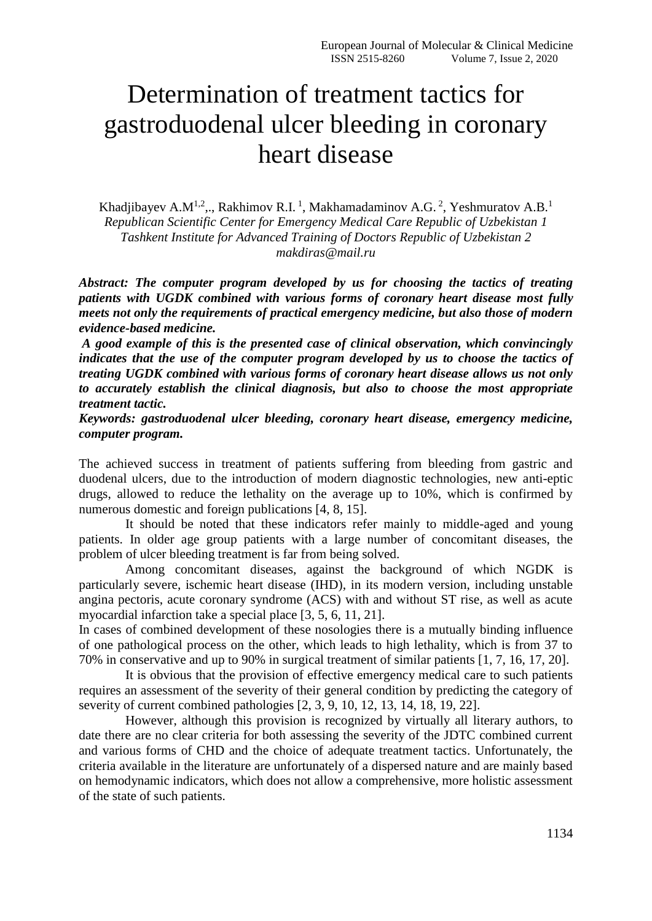# Determination of treatment tactics for gastroduodenal ulcer bleeding in coronary heart disease

Khadjibayev A.M[1,2],., Rakhimov R.I. [1], Makhamadaminov A.G. [2], Yeshmuratov A.B.[1]

*Republican Scientific Center for Emergency Medical Care Republic of Uzbekistan 1*
*Tashkent Institute for Advanced Training of Doctors Republic of Uzbekistan 2*
*makdiras@mail.ru*

***Abstract: The computer program developed by us for choosing the tactics of treating patients with UGDK combined with various forms of coronary heart disease most fully meets not only the requirements of practical emergency medicine, but also those of modern evidence-based medicine.***

***A good example of this is the presented case of clinical observation, which convincingly indicates that the use of the computer program developed by us to choose the tactics of treating UGDK combined with various forms of coronary heart disease allows us not only to accurately establish the clinical diagnosis, but also to choose the most appropriate treatment tactic.***

***Keywords: gastroduodenal ulcer bleeding, coronary heart disease, emergency medicine, computer program.***

The achieved success in treatment of patients suffering from bleeding from gastric and duodenal ulcers, due to the introduction of modern diagnostic technologies, new anti-eptic drugs, allowed to reduce the lethality on the average up to 10%, which is confirmed by numerous domestic and foreign publications [4, 8, 15].

It should be noted that these indicators refer mainly to middle-aged and young patients. In older age group patients with a large number of concomitant diseases, the problem of ulcer bleeding treatment is far from being solved.

Among concomitant diseases, against the background of which NGDK is particularly severe, ischemic heart disease (IHD), in its modern version, including unstable angina pectoris, acute coronary syndrome (ACS) with and without ST rise, as well as acute myocardial infarction take a special place [3, 5, 6, 11, 21].

In cases of combined development of these nosologies there is a mutually binding influence of one pathological process on the other, which leads to high lethality, which is from 37 to 70% in conservative and up to 90% in surgical treatment of similar patients [1, 7, 16, 17, 20].

It is obvious that the provision of effective emergency medical care to such patients requires an assessment of the severity of their general condition by predicting the category of severity of current combined pathologies [2, 3, 9, 10, 12, 13, 14, 18, 19, 22].

However, although this provision is recognized by virtually all literary authors, to date there are no clear criteria for both assessing the severity of the JDTC combined current and various forms of CHD and the choice of adequate treatment tactics. Unfortunately, the criteria available in the literature are unfortunately of a dispersed nature and are mainly based on hemodynamic indicators, which does not allow a comprehensive, more holistic assessment of the state of such patients.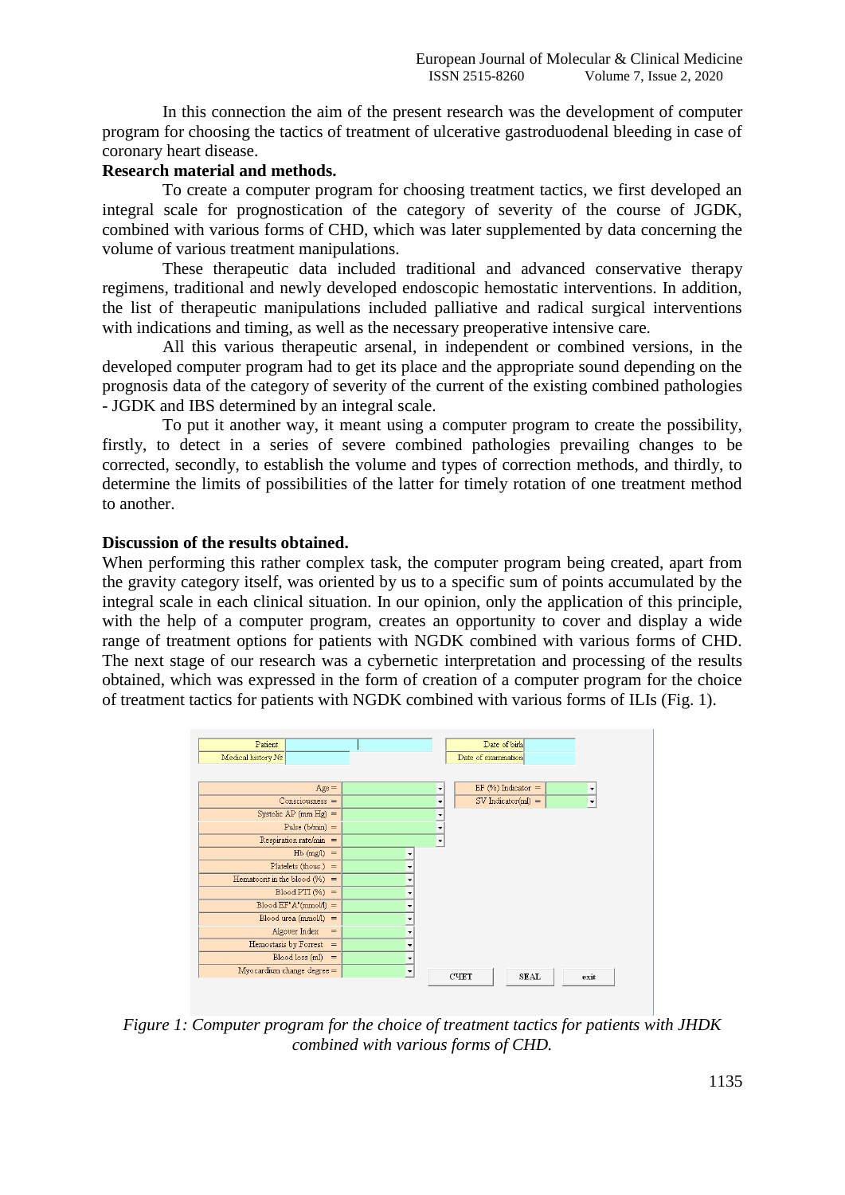In this connection the aim of the present research was the development of computer program for choosing the tactics of treatment of ulcerative gastroduodenal bleeding in case of coronary heart disease.

**Research material and methods.**

To create a computer program for choosing treatment tactics, we first developed an integral scale for prognostication of the category of severity of the course of JGDK, combined with various forms of CHD, which was later supplemented by data concerning the volume of various treatment manipulations.

These therapeutic data included traditional and advanced conservative therapy regimens, traditional and newly developed endoscopic hemostatic interventions. In addition, the list of therapeutic manipulations included palliative and radical surgical interventions with indications and timing, as well as the necessary preoperative intensive care.

All this various therapeutic arsenal, in independent or combined versions, in the developed computer program had to get its place and the appropriate sound depending on the prognosis data of the category of severity of the current of the existing combined pathologies - JGDK and IBS determined by an integral scale.

To put it another way, it meant using a computer program to create the possibility, firstly, to detect in a series of severe combined pathologies prevailing changes to be corrected, secondly, to establish the volume and types of correction methods, and thirdly, to determine the limits of possibilities of the latter for timely rotation of one treatment method to another.

**Discussion of the results obtained.**

When performing this rather complex task, the computer program being created, apart from the gravity category itself, was oriented by us to a specific sum of points accumulated by the integral scale in each clinical situation. In our opinion, only the application of this principle, with the help of a computer program, creates an opportunity to cover and display a wide range of treatment options for patients with NGDK combined with various forms of CHD. The next stage of our research was a cybernetic interpretation and processing of the results obtained, which was expressed in the form of creation of a computer program for the choice of treatment tactics for patients with NGDK combined with various forms of ILIs (Fig. 1).

| Patient | | Date of birth | |
|---|---|---|---|
| Medical history № | | Date of examination | |
| Age = | | EF (%) Indicator = | |
| Consciousness = | | SV Indicator(ml) = | |
| Systolic AP (mm Hg) = | | | |
| Pulse (b/min) = | | | |
| Respiration rate/min = | | | |
| Hb (mg/l) = | | | |
| Platelets (thous.) = | | | |
| Hematocrit in the blood (%) = | | | |
| Blood PTI (%) = | | | |
| Blood EF'A'(mmol/l) = | | | |
| Blood urea (mmol/l) = | | | |
| Algover Index = | | | |
| Hemostasis by Forrest = | | | |
| Blood loss (ml) = | | | |
| Myocardium change degree = | | | |

СЧЕТ | SEAL | exit

*Figure 1: Computer program for the choice of treatment tactics for patients with JHDK combined with various forms of CHD.*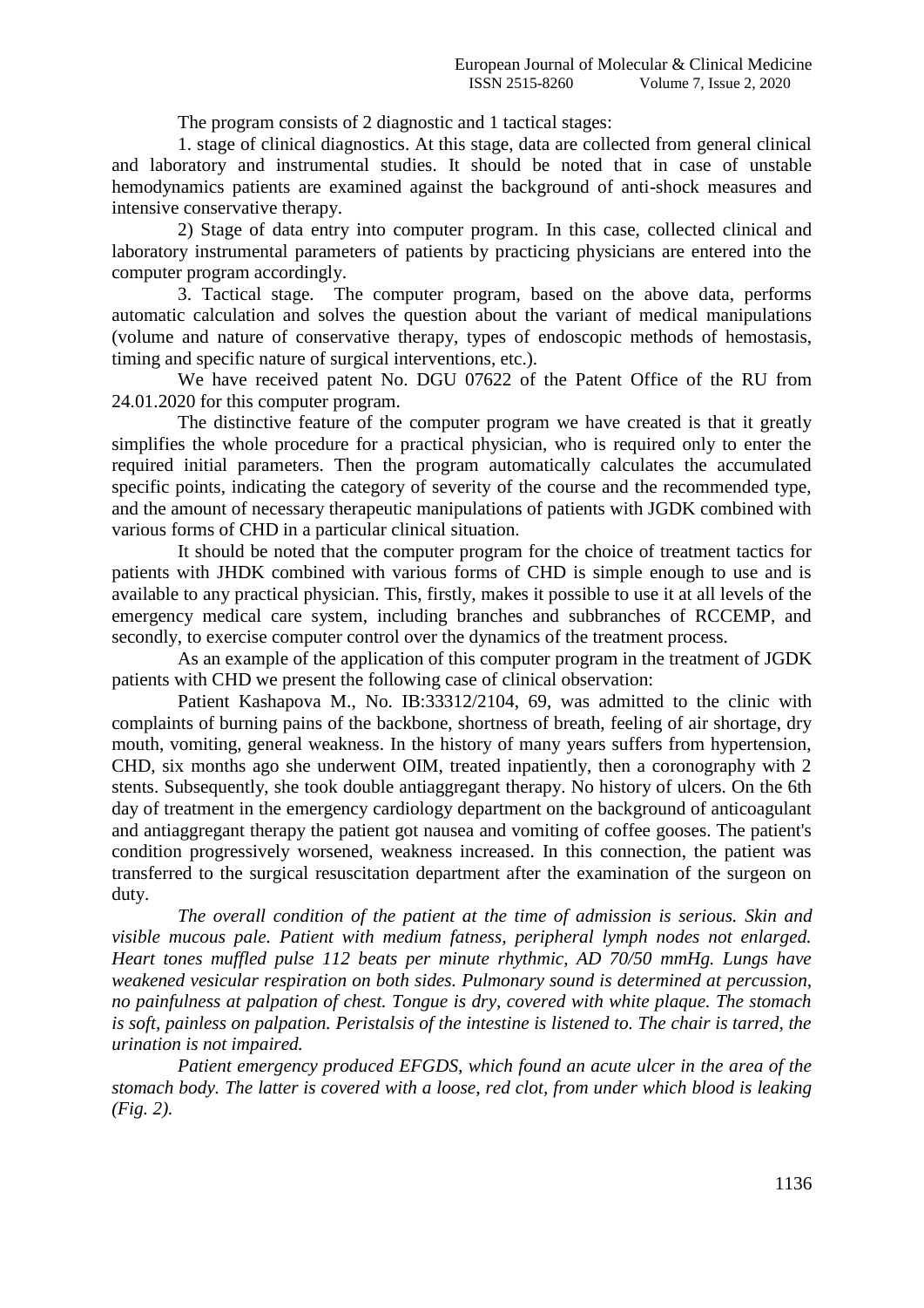The program consists of 2 diagnostic and 1 tactical stages:

1. stage of clinical diagnostics. At this stage, data are collected from general clinical and laboratory and instrumental studies. It should be noted that in case of unstable hemodynamics patients are examined against the background of anti-shock measures and intensive conservative therapy.

2) Stage of data entry into computer program. In this case, collected clinical and laboratory instrumental parameters of patients by practicing physicians are entered into the computer program accordingly.

3. Tactical stage. The computer program, based on the above data, performs automatic calculation and solves the question about the variant of medical manipulations (volume and nature of conservative therapy, types of endoscopic methods of hemostasis, timing and specific nature of surgical interventions, etc.).

We have received patent No. DGU 07622 of the Patent Office of the RU from 24.01.2020 for this computer program.

The distinctive feature of the computer program we have created is that it greatly simplifies the whole procedure for a practical physician, who is required only to enter the required initial parameters. Then the program automatically calculates the accumulated specific points, indicating the category of severity of the course and the recommended type, and the amount of necessary therapeutic manipulations of patients with JGDK combined with various forms of CHD in a particular clinical situation.

It should be noted that the computer program for the choice of treatment tactics for patients with JHDK combined with various forms of CHD is simple enough to use and is available to any practical physician. This, firstly, makes it possible to use it at all levels of the emergency medical care system, including branches and subbranches of RCCEMP, and secondly, to exercise computer control over the dynamics of the treatment process.

As an example of the application of this computer program in the treatment of JGDK patients with CHD we present the following case of clinical observation:

Patient Kashapova M., No. IB:33312/2104, 69, was admitted to the clinic with complaints of burning pains of the backbone, shortness of breath, feeling of air shortage, dry mouth, vomiting, general weakness. In the history of many years suffers from hypertension, CHD, six months ago she underwent OIM, treated inpatiently, then a coronography with 2 stents. Subsequently, she took double antiaggregant therapy. No history of ulcers. On the 6th day of treatment in the emergency cardiology department on the background of anticoagulant and antiaggregant therapy the patient got nausea and vomiting of coffee gooses. The patient's condition progressively worsened, weakness increased. In this connection, the patient was transferred to the surgical resuscitation department after the examination of the surgeon on duty.

*The overall condition of the patient at the time of admission is serious. Skin and visible mucous pale. Patient with medium fatness, peripheral lymph nodes not enlarged. Heart tones muffled pulse 112 beats per minute rhythmic, AD 70/50 mmHg. Lungs have weakened vesicular respiration on both sides. Pulmonary sound is determined at percussion, no painfulness at palpation of chest. Tongue is dry, covered with white plaque. The stomach is soft, painless on palpation. Peristalsis of the intestine is listened to. The chair is tarred, the urination is not impaired.*

*Patient emergency produced EFGDS, which found an acute ulcer in the area of the stomach body. The latter is covered with a loose, red clot, from under which blood is leaking (Fig. 2).*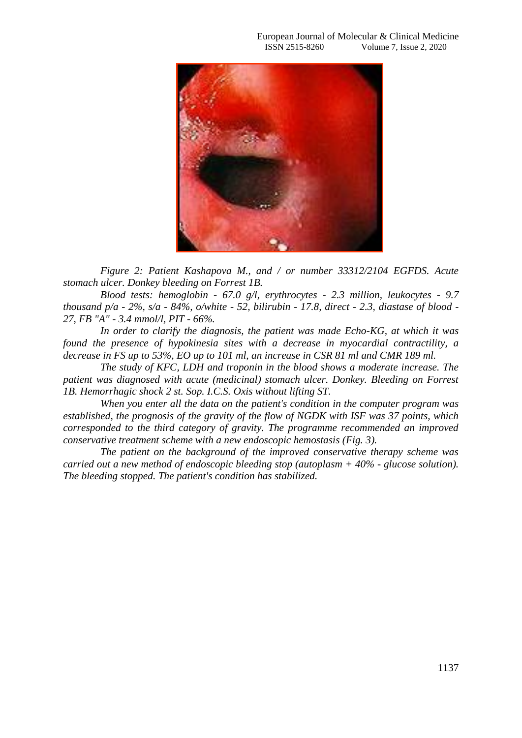*Figure 2: Patient Kashapova M., and / or number 33312/2104 EGFDS. Acute stomach ulcer. Donkey bleeding on Forrest 1B.*

*Blood tests: hemoglobin - 67.0 g/l, erythrocytes - 2.3 million, leukocytes - 9.7 thousand p/a - 2%, s/a - 84%, o/white - 52, bilirubin - 17.8, direct - 2.3, diastase of blood - 27, FB "A" - 3.4 mmol/l, PIT - 66%.*

*In order to clarify the diagnosis, the patient was made Echo-KG, at which it was found the presence of hypokinesia sites with a decrease in myocardial contractility, a decrease in FS up to 53%, EO up to 101 ml, an increase in CSR 81 ml and CMR 189 ml.*

*The study of KFC, LDH and troponin in the blood shows a moderate increase. The patient was diagnosed with acute (medicinal) stomach ulcer. Donkey. Bleeding on Forrest 1B. Hemorrhagic shock 2 st. Sop. I.C.S. Oxis without lifting ST.*

*When you enter all the data on the patient's condition in the computer program was established, the prognosis of the gravity of the flow of NGDK with ISF was 37 points, which corresponded to the third category of gravity. The programme recommended an improved conservative treatment scheme with a new endoscopic hemostasis (Fig. 3).*

*The patient on the background of the improved conservative therapy scheme was carried out a new method of endoscopic bleeding stop (autoplasm + 40% - glucose solution). The bleeding stopped. The patient's condition has stabilized.*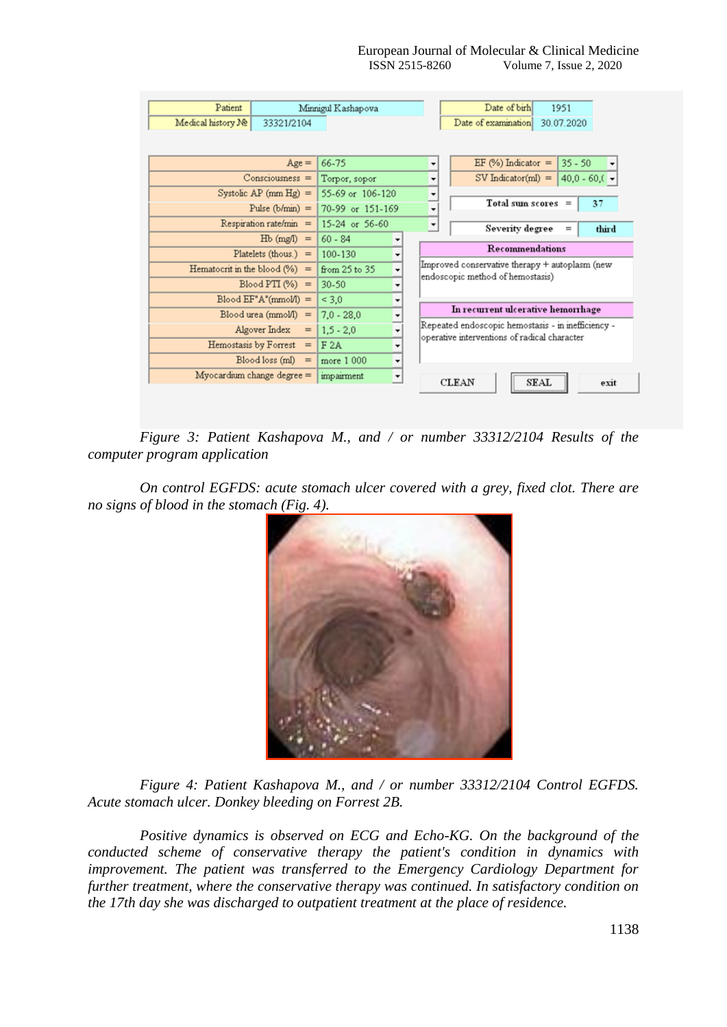| Patient | Minnigul Kashapova | Date of birh | 1951 |
|---|---|---|---|
| Medical history № | 33321/2104 | Date of examination | 30.07.2020 |

| Parameter | Value |
|---|---|
| Age = | 66-75 |
| Consciousness = | Torpor, sopor |
| Systolic AP (mm Hg) = | 55-69 or 106-120 |
| Pulse (b/min) = | 70-99 or 151-169 |
| Respiration rate/min = | 15-24 or 56-60 |
| Hb (mg/l) = | 60 - 84 |
| Platelets (thous.) = | 100-130 |
| Hematocrit in the blood (%) = | from 25 to 35 |
| Blood PTI (%) = | 30-50 |
| Blood EF"A"(mmol/l) = | < 3,0 |
| Blood urea (mmol/l) = | 7,0 - 28,0 |
| Algover Index = | 1,5 - 2,0 |
| Hemostasis by Forrest = | F 2A |
| Blood loss (ml) = | more 1 000 |
| Myocardium change degree = | impairment |
| EF (%) Indicator = | 35 - 50 |
| SV Indicator(ml) = | 40,0 - 60,( |
| Total sum scores = | 37 |
| Severity degree = | third |

**Recommendations**

Improved conservative therapy + autoplasm (new endoscopic method of hemostasis)

**In recurrent ulcerative hemorrhage**

Repeated endoscopic hemostasis - in inefficiency - operative interventions of radical character

CLEAN SEAL exit

*Figure 3: Patient Kashapova M., and / or number 33312/2104 Results of the computer program application*

*On control EGFDS: acute stomach ulcer covered with a grey, fixed clot. There are no signs of blood in the stomach (Fig. 4).*

*Figure 4: Patient Kashapova M., and / or number 33312/2104 Control EGFDS. Acute stomach ulcer. Donkey bleeding on Forrest 2B.*

*Positive dynamics is observed on ECG and Echo-KG. On the background of the conducted scheme of conservative therapy the patient's condition in dynamics with improvement. The patient was transferred to the Emergency Cardiology Department for further treatment, where the conservative therapy was continued. In satisfactory condition on the 17th day she was discharged to outpatient treatment at the place of residence.*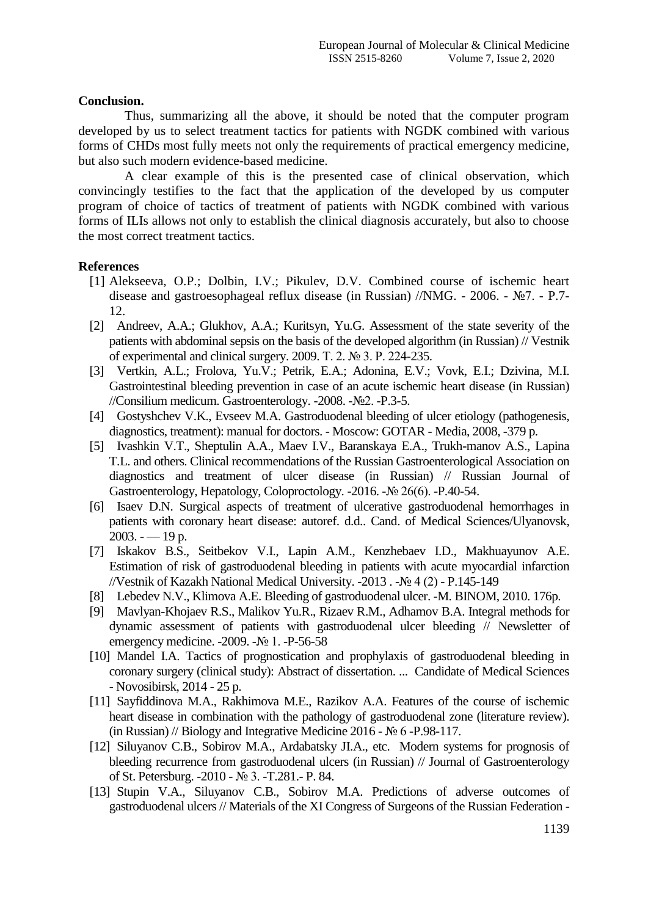**Conclusion.**

Thus, summarizing all the above, it should be noted that the computer program developed by us to select treatment tactics for patients with NGDK combined with various forms of CHDs most fully meets not only the requirements of practical emergency medicine, but also such modern evidence-based medicine.

A clear example of this is the presented case of clinical observation, which convincingly testifies to the fact that the application of the developed by us computer program of choice of tactics of treatment of patients with NGDK combined with various forms of ILIs allows not only to establish the clinical diagnosis accurately, but also to choose the most correct treatment tactics.

**References**

[1] Alekseeva, O.P.; Dolbin, I.V.; Pikulev, D.V. Combined course of ischemic heart disease and gastroesophageal reflux disease (in Russian) //NMG. - 2006. - №7. - P.7-12.

[2] Andreev, A.A.; Glukhov, A.A.; Kuritsyn, Yu.G. Assessment of the state severity of the patients with abdominal sepsis on the basis of the developed algorithm (in Russian) // Vestnik of experimental and clinical surgery. 2009. T. 2. № 3. P. 224-235.

[3] Vertkin, A.L.; Frolova, Yu.V.; Petrik, E.A.; Adonina, E.V.; Vovk, E.I.; Dzivina, M.I. Gastrointestinal bleeding prevention in case of an acute ischemic heart disease (in Russian) //Consilium medicum. Gastroenterology. -2008. -№2. -P.3-5.

[4] Gostyshchev V.K., Evseev M.A. Gastroduodenal bleeding of ulcer etiology (pathogenesis, diagnostics, treatment): manual for doctors. - Moscow: GOTAR - Media, 2008, -379 p.

[5] Ivashkin V.T., Sheptulin A.A., Maev I.V., Baranskaya E.A., Trukh-manov A.S., Lapina T.L. and others. Clinical recommendations of the Russian Gastroenterological Association on diagnostics and treatment of ulcer disease (in Russian) // Russian Journal of Gastroenterology, Hepatology, Coloproctology. -2016. -№ 26(6). -P.40-54.

[6] Isaev D.N. Surgical aspects of treatment of ulcerative gastroduodenal hemorrhages in patients with coronary heart disease: autoref. d.d.. Cand. of Medical Sciences/Ulyanovsk, 2003. - — 19 p.

[7] Iskakov B.S., Seitbekov V.I., Lapin A.M., Kenzhebaev I.D., Makhuayunov A.E. Estimation of risk of gastroduodenal bleeding in patients with acute myocardial infarction //Vestnik of Kazakh National Medical University. -2013 . -№ 4 (2) - P.145-149

[8] Lebedev N.V., Klimova A.E. Bleeding of gastroduodenal ulcer. -M. BINOM, 2010. 176p.

[9] Mavlyan-Khojaev R.S., Malikov Yu.R., Rizaev R.M., Adhamov B.A. Integral methods for dynamic assessment of patients with gastroduodenal ulcer bleeding // Newsletter of emergency medicine. -2009. -№ 1. -P-56-58

[10] Mandel I.A. Tactics of prognostication and prophylaxis of gastroduodenal bleeding in coronary surgery (clinical study): Abstract of dissertation. ... Candidate of Medical Sciences - Novosibirsk, 2014 - 25 p.

[11] Sayfiddinova M.A., Rakhimova M.E., Razikov A.A. Features of the course of ischemic heart disease in combination with the pathology of gastroduodenal zone (literature review). (in Russian) // Biology and Integrative Medicine 2016 - № 6 -P.98-117.

[12] Siluyanov C.B., Sobirov M.A., Ardabatsky JI.A., etc. Modern systems for prognosis of bleeding recurrence from gastroduodenal ulcers (in Russian) // Journal of Gastroenterology of St. Petersburg. -2010 - № 3. -T.281.- P. 84.

[13] Stupin V.A., Siluyanov C.B., Sobirov M.A. Predictions of adverse outcomes of gastroduodenal ulcers // Materials of the XI Congress of Surgeons of the Russian Federation -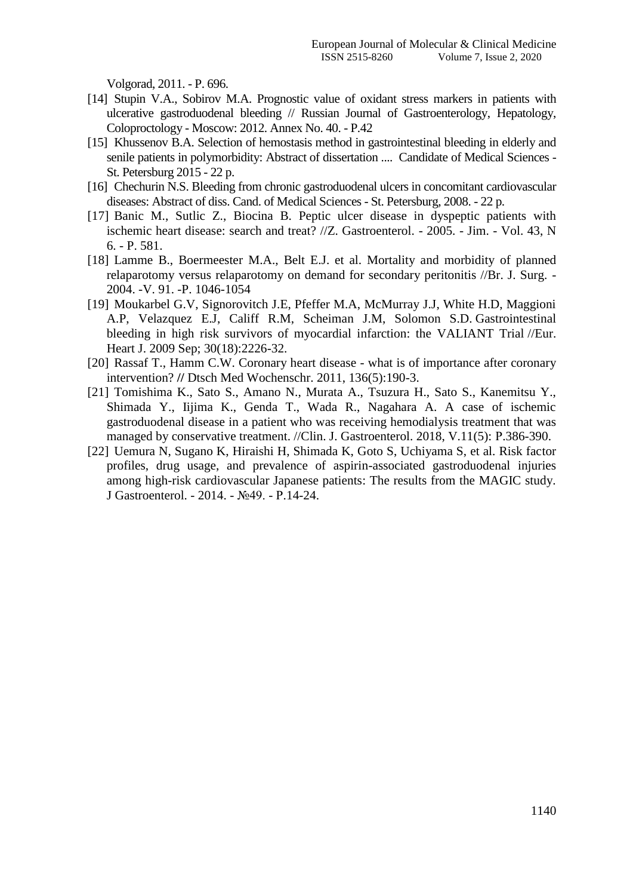Volgorad, 2011. - P. 696.

[14] Stupin V.A., Sobirov M.A. Prognostic value of oxidant stress markers in patients with ulcerative gastroduodenal bleeding // Russian Journal of Gastroenterology, Hepatology, Coloproctology - Moscow: 2012. Annex No. 40. - P.42

[15] Khussenov B.A. Selection of hemostasis method in gastrointestinal bleeding in elderly and senile patients in polymorbidity: Abstract of dissertation .... Candidate of Medical Sciences - St. Petersburg 2015 - 22 p.

[16] Chechurin N.S. Bleeding from chronic gastroduodenal ulcers in concomitant cardiovascular diseases: Abstract of diss. Cand. of Medical Sciences - St. Petersburg, 2008. - 22 p.

[17] Banic M., Sutlic Z., Biocina B. Peptic ulcer disease in dyspeptic patients with ischemic heart disease: search and treat? //Z. Gastroenterol. - 2005. - Jim. - Vol. 43, N 6. - P. 581.

[18] Lamme B., Boermeester M.A., Belt E.J. et al. Mortality and morbidity of planned relaparotomy versus relaparotomy on demand for secondary peritonitis //Br. J. Surg. - 2004. -V. 91. -P. 1046-1054

[19] Moukarbel G.V, Signorovitch J.E, Pfeffer M.A, McMurray J.J, White H.D, Maggioni A.P, Velazquez E.J, Califf R.M, Scheiman J.M, Solomon S.D. Gastrointestinal bleeding in high risk survivors of myocardial infarction: the VALIANT Trial //Eur. Heart J. 2009 Sep; 30(18):2226-32.

[20] Rassaf T., Hamm C.W. Coronary heart disease - what is of importance after coronary intervention? // Dtsch Med Wochenschr. 2011, 136(5):190-3.

[21] Tomishima K., Sato S., Amano N., Murata A., Tsuzura H., Sato S., Kanemitsu Y., Shimada Y., Iijima K., Genda T., Wada R., Nagahara A. A case of ischemic gastroduodenal disease in a patient who was receiving hemodialysis treatment that was managed by conservative treatment. //Clin. J. Gastroenterol. 2018, V.11(5): P.386-390.

[22] Uemura N, Sugano K, Hiraishi H, Shimada K, Goto S, Uchiyama S, et al. Risk factor profiles, drug usage, and prevalence of aspirin-associated gastroduodenal injuries among high-risk cardiovascular Japanese patients: The results from the MAGIC study. J Gastroenterol. - 2014. - №49. - P.14-24.